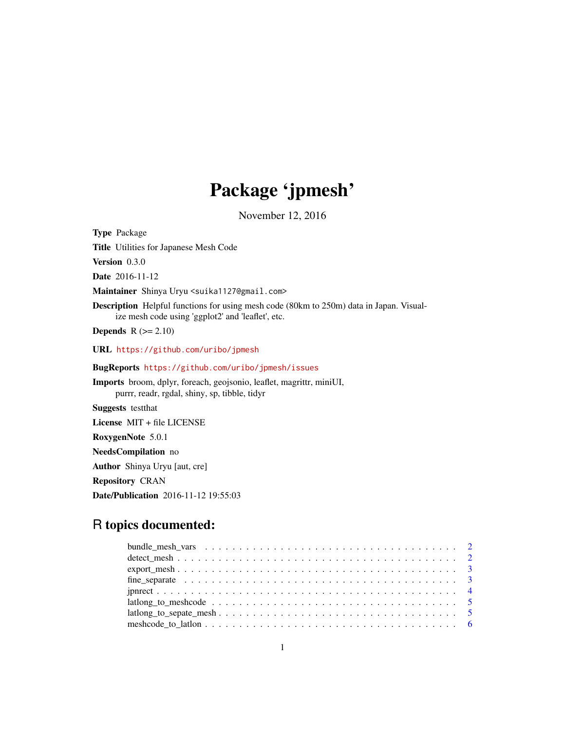# Package 'jpmesh'

November 12, 2016

**Type** Package

**Title** Utilities for Japanese Mesh Code

**Version** 0.3.0

**Date** 2016-11-12

**Maintainer** Shinya Uryu <suika1127@gmail.com>

**Description** Helpful functions for using mesh code (80km to 250m) data in Japan. Visualize mesh code using 'ggplot2' and 'leaflet', etc.

**Depends** R (>= 2.10)

**URL** https://github.com/uribo/jpmesh

**BugReports** https://github.com/uribo/jpmesh/issues

**Imports** broom, dplyr, foreach, geojsonio, leaflet, magrittr, miniUI, purrr, readr, rgdal, shiny, sp, tibble, tidyr

**Suggests** testthat

**License** MIT + file LICENSE

**RoxygenNote** 5.0.1

**NeedsCompilation** no

**Author** Shinya Uryu [aut, cre]

**Repository** CRAN

**Date/Publication** 2016-11-12 19:55:03

## R topics documented:

- bundle_mesh_vars . . . . . . . . . . . . . . . . . . . . . . . . . . . . . . . . . . . 2
- detect_mesh . . . . . . . . . . . . . . . . . . . . . . . . . . . . . . . . . . . . . . 2
- export_mesh . . . . . . . . . . . . . . . . . . . . . . . . . . . . . . . . . . . . . . 3
- fine_separate . . . . . . . . . . . . . . . . . . . . . . . . . . . . . . . . . . . . . 3
- jpnrect . . . . . . . . . . . . . . . . . . . . . . . . . . . . . . . . . . . . . . . . . 4
- latlong_to_meshcode . . . . . . . . . . . . . . . . . . . . . . . . . . . . . . . . . 5
- latlong_to_sepate_mesh . . . . . . . . . . . . . . . . . . . . . . . . . . . . . . . 5
- meshcode_to_latlon . . . . . . . . . . . . . . . . . . . . . . . . . . . . . . . . . . 6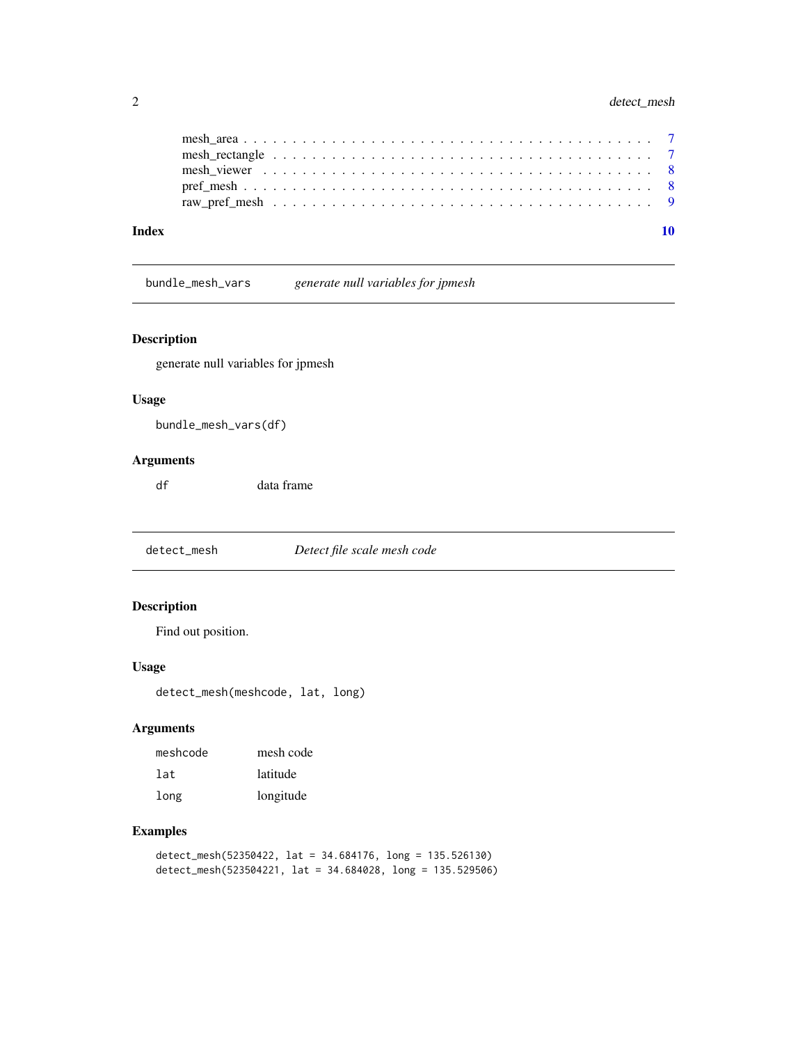mesh_area . . . . . . . . . . . . . . . . . . . . . . . . . . . . . . . . . . . . . . 7
mesh_rectangle . . . . . . . . . . . . . . . . . . . . . . . . . . . . . . . . . . . 7
mesh_viewer . . . . . . . . . . . . . . . . . . . . . . . . . . . . . . . . . . . . 8
pref_mesh . . . . . . . . . . . . . . . . . . . . . . . . . . . . . . . . . . . . . . 8
raw_pref_mesh . . . . . . . . . . . . . . . . . . . . . . . . . . . . . . . . . . . 9

**Index** **10**

---

## bundle_mesh_vars — *generate null variables for jpmesh*

### Description

generate null variables for jpmesh

### Usage

```
bundle_mesh_vars(df)
```

### Arguments

| | |
|---|---|
| `df` | data frame |

---

## detect_mesh — *Detect file scale mesh code*

### Description

Find out position.

### Usage

```
detect_mesh(meshcode, lat, long)
```

### Arguments

| | |
|---|---|
| `meshcode` | mesh code |
| `lat` | latitude |
| `long` | longitude |

### Examples

```
detect_mesh(52350422, lat = 34.684176, long = 135.526130)
detect_mesh(523504221, lat = 34.684028, long = 135.529506)
```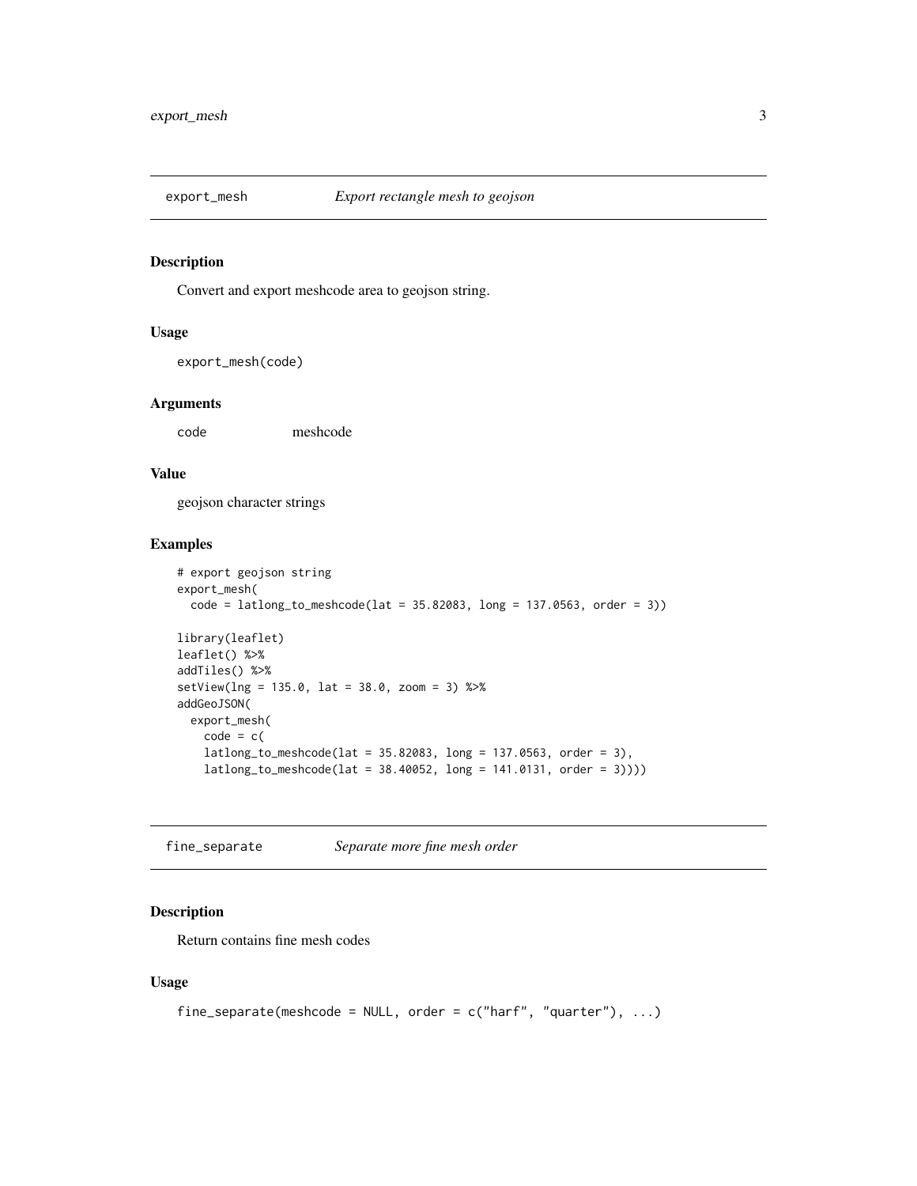## export_mesh *Export rectangle mesh to geojson*

### Description

Convert and export meshcode area to geojson string.

### Usage

```
export_mesh(code)
```

### Arguments

| | |
|---|---|
| code | meshcode |

### Value

geojson character strings

### Examples

```
# export geojson string
export_mesh(
  code = latlong_to_meshcode(lat = 35.82083, long = 137.0563, order = 3))

library(leaflet)
leaflet() %>%
addTiles() %>%
setView(lng = 135.0, lat = 38.0, zoom = 3) %>%
addGeoJSON(
  export_mesh(
    code = c(
    latlong_to_meshcode(lat = 35.82083, long = 137.0563, order = 3),
    latlong_to_meshcode(lat = 38.40052, long = 141.0131, order = 3))))
```

## fine_separate *Separate more fine mesh order*

### Description

Return contains fine mesh codes

### Usage

```
fine_separate(meshcode = NULL, order = c("harf", "quarter"), ...)
```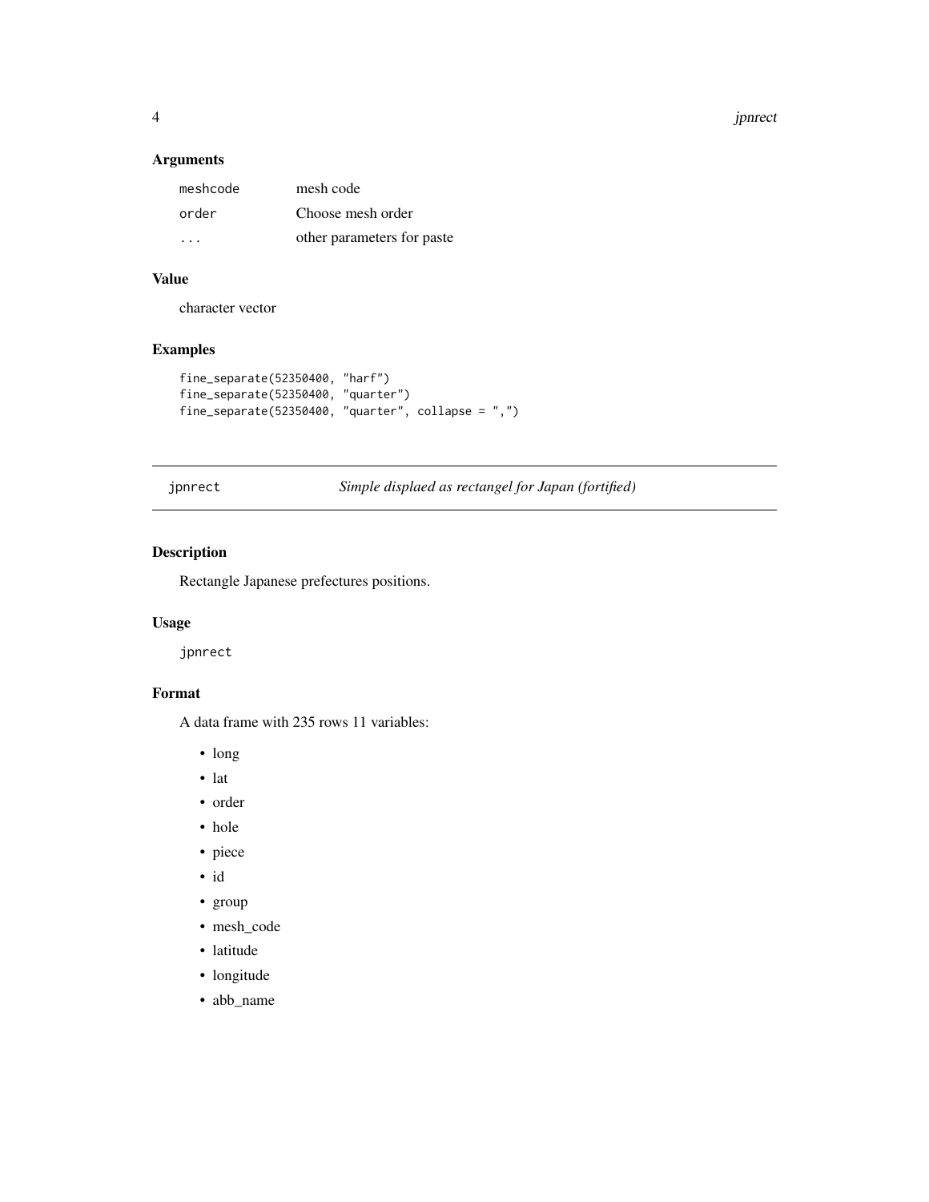### Arguments

| | |
|---|---|
| `meshcode` | mesh code |
| `order` | Choose mesh order |
| `...` | other parameters for paste |

### Value

character vector

### Examples

```
fine_separate(52350400, "harf")
fine_separate(52350400, "quarter")
fine_separate(52350400, "quarter", collapse = ",")
```

---

## jpnrect — *Simple displaed as rectangel for Japan (fortified)*

### Description

Rectangle Japanese prefectures positions.

### Usage

```
jpnrect
```

### Format

A data frame with 235 rows 11 variables:

- long
- lat
- order
- hole
- piece
- id
- group
- mesh_code
- latitude
- longitude
- abb_name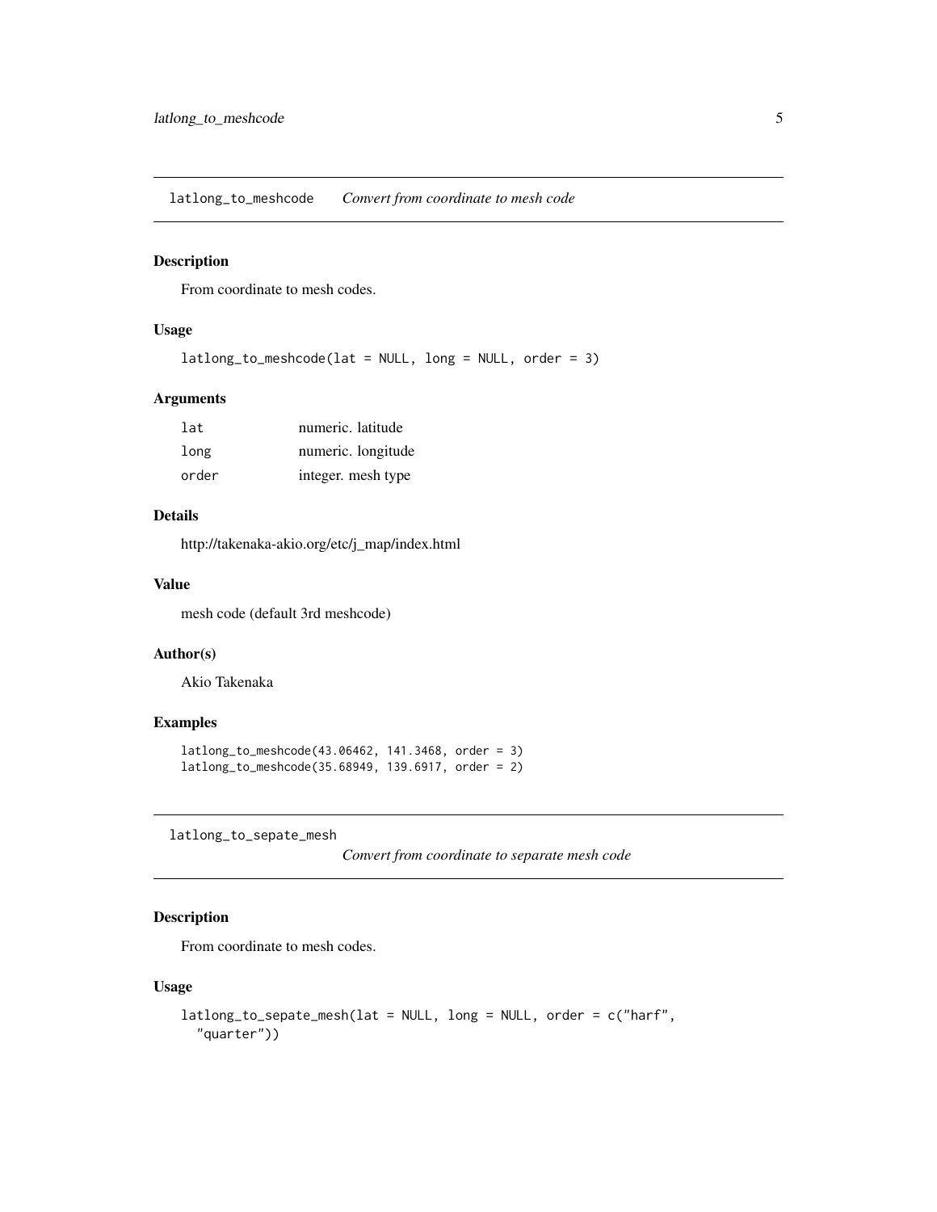## latlong_to_meshcode — *Convert from coordinate to mesh code*

### Description

From coordinate to mesh codes.

### Usage

```
latlong_to_meshcode(lat = NULL, long = NULL, order = 3)
```

### Arguments

| | |
|---|---|
| `lat` | numeric. latitude |
| `long` | numeric. longitude |
| `order` | integer. mesh type |

### Details

http://takenaka-akio.org/etc/j_map/index.html

### Value

mesh code (default 3rd meshcode)

### Author(s)

Akio Takenaka

### Examples

```
latlong_to_meshcode(43.06462, 141.3468, order = 3)
latlong_to_meshcode(35.68949, 139.6917, order = 2)
```

## latlong_to_sepate_mesh — *Convert from coordinate to separate mesh code*

### Description

From coordinate to mesh codes.

### Usage

```
latlong_to_sepate_mesh(lat = NULL, long = NULL, order = c("harf",
  "quarter"))
```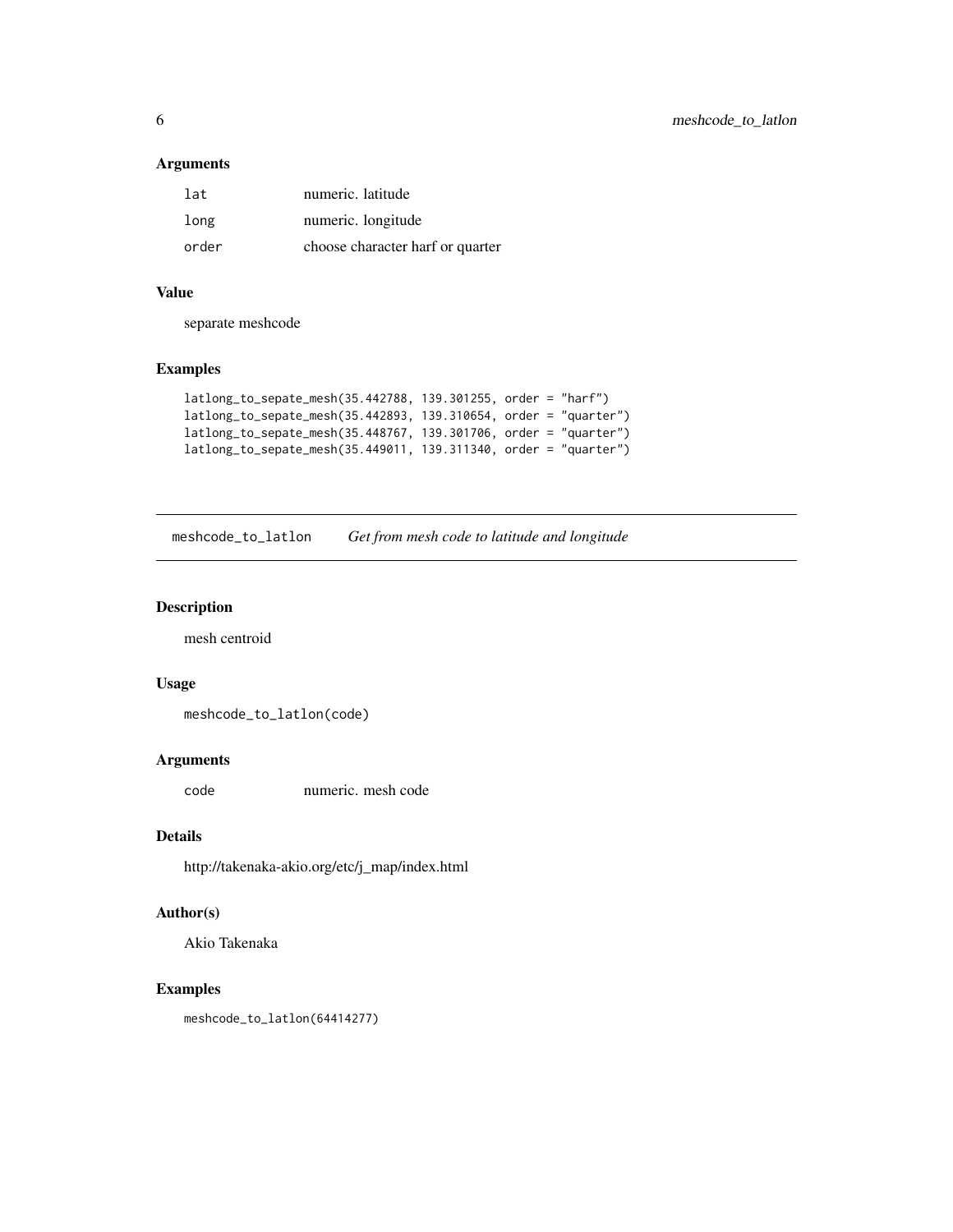### Arguments

| | |
|---|---|
| lat | numeric. latitude |
| long | numeric. longitude |
| order | choose character harf or quarter |

### Value

separate meshcode

### Examples

```
latlong_to_sepate_mesh(35.442788, 139.301255, order = "harf")
latlong_to_sepate_mesh(35.442893, 139.310654, order = "quarter")
latlong_to_sepate_mesh(35.448767, 139.301706, order = "quarter")
latlong_to_sepate_mesh(35.449011, 139.311340, order = "quarter")
```

---

## meshcode_to_latlon    *Get from mesh code to latitude and longitude*

---

### Description

mesh centroid

### Usage

```
meshcode_to_latlon(code)
```

### Arguments

| | |
|---|---|
| code | numeric. mesh code |

### Details

http://takenaka-akio.org/etc/j_map/index.html

### Author(s)

Akio Takenaka

### Examples

```
meshcode_to_latlon(64414277)
```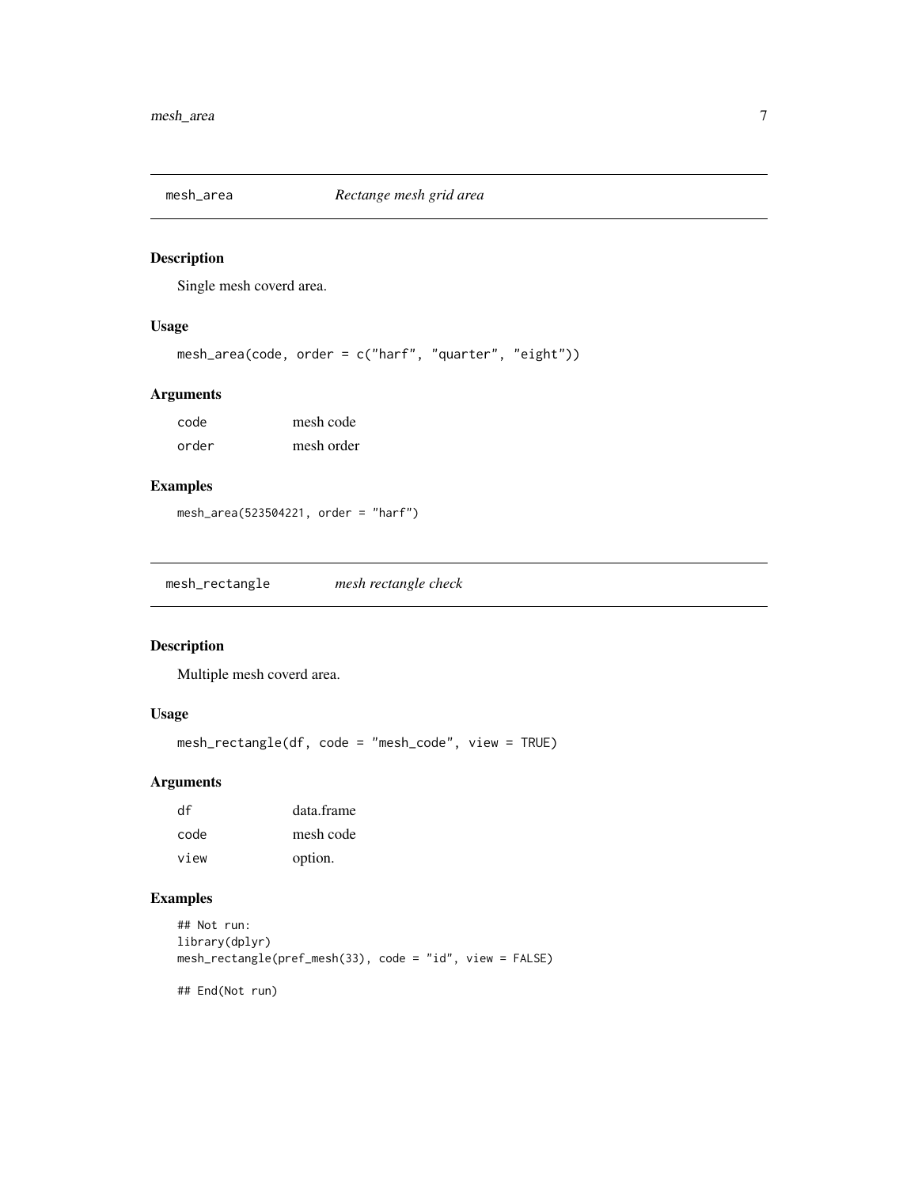## mesh_area *Rectange mesh grid area*

### Description

Single mesh coverd area.

### Usage

```
mesh_area(code, order = c("harf", "quarter", "eight"))
```

### Arguments

| | |
|---|---|
| code | mesh code |
| order | mesh order |

### Examples

```
mesh_area(523504221, order = "harf")
```

## mesh_rectangle *mesh rectangle check*

### Description

Multiple mesh coverd area.

### Usage

```
mesh_rectangle(df, code = "mesh_code", view = TRUE)
```

### Arguments

| | |
|---|---|
| df | data.frame |
| code | mesh code |
| view | option. |

### Examples

```
## Not run:
library(dplyr)
mesh_rectangle(pref_mesh(33), code = "id", view = FALSE)

## End(Not run)
```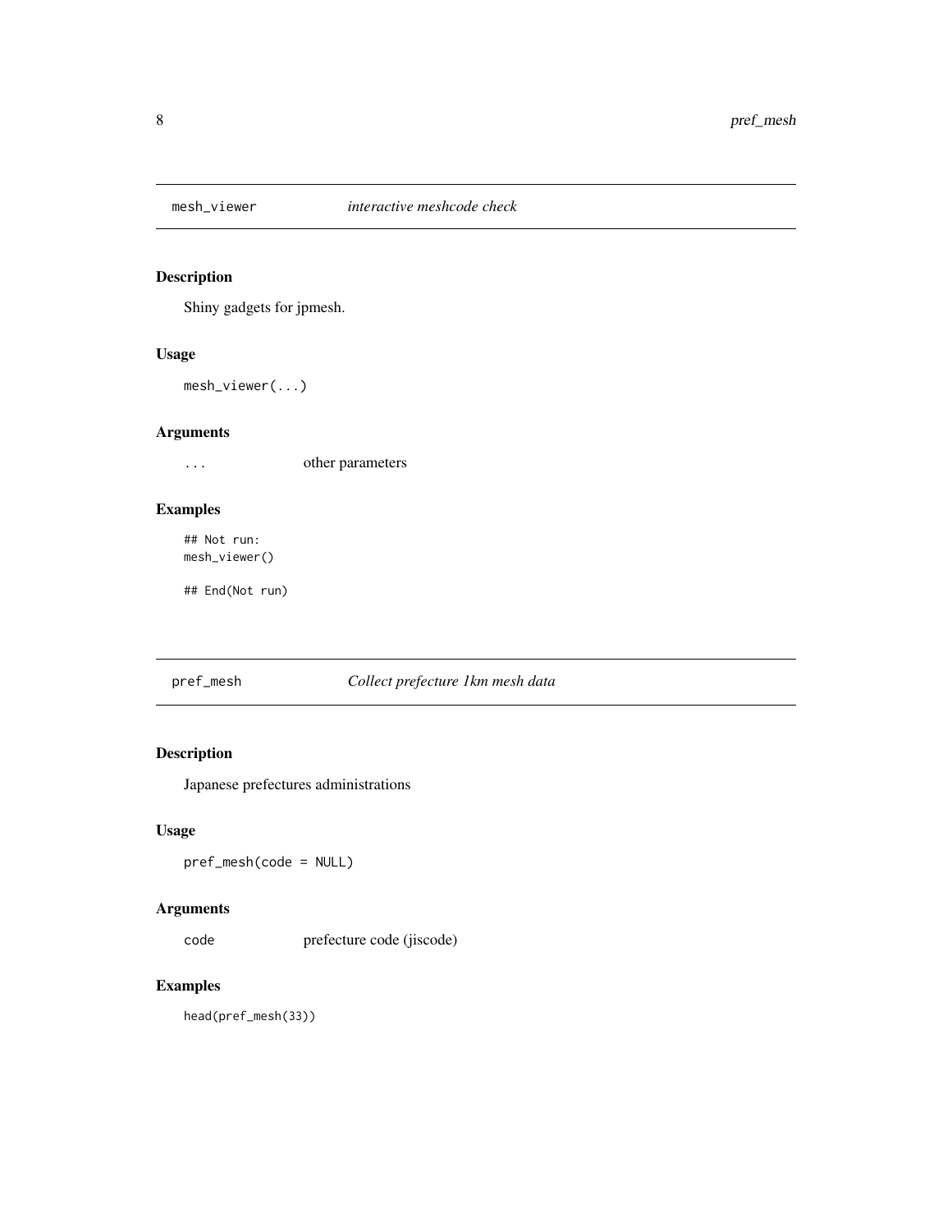## mesh_viewer — *interactive meshcode check*

### Description

Shiny gadgets for jpmesh.

### Usage

```
mesh_viewer(...)
```

### Arguments

| | |
|---|---|
| ... | other parameters |

### Examples

```
## Not run:
mesh_viewer()

## End(Not run)
```

## pref_mesh — *Collect prefecture 1km mesh data*

### Description

Japanese prefectures administrations

### Usage

```
pref_mesh(code = NULL)
```

### Arguments

| | |
|---|---|
| code | prefecture code (jiscode) |

### Examples

```
head(pref_mesh(33))
```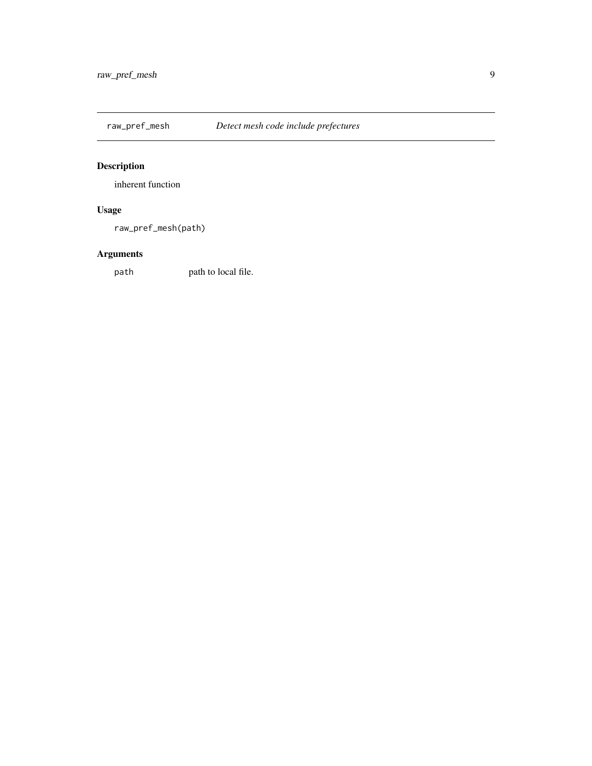## raw_pref_mesh — *Detect mesh code include prefectures*

### Description

inherent function

### Usage

```
raw_pref_mesh(path)
```

### Arguments

| | |
|---|---|
| `path` | path to local file. |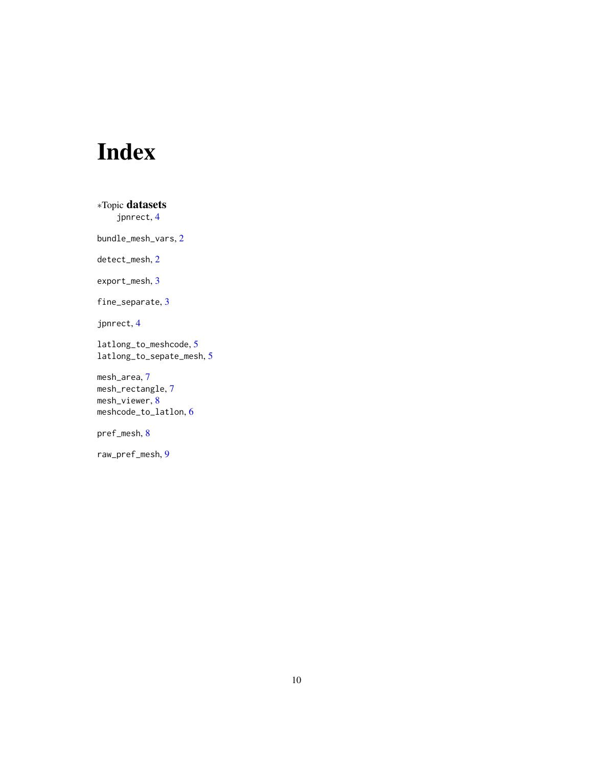# Index

*Topic **datasets**
  jpnrect, 4

bundle_mesh_vars, 2

detect_mesh, 2

export_mesh, 3

fine_separate, 3

jpnrect, 4

latlong_to_meshcode, 5
latlong_to_sepate_mesh, 5

mesh_area, 7
mesh_rectangle, 7
mesh_viewer, 8
meshcode_to_latlon, 6

pref_mesh, 8

raw_pref_mesh, 9